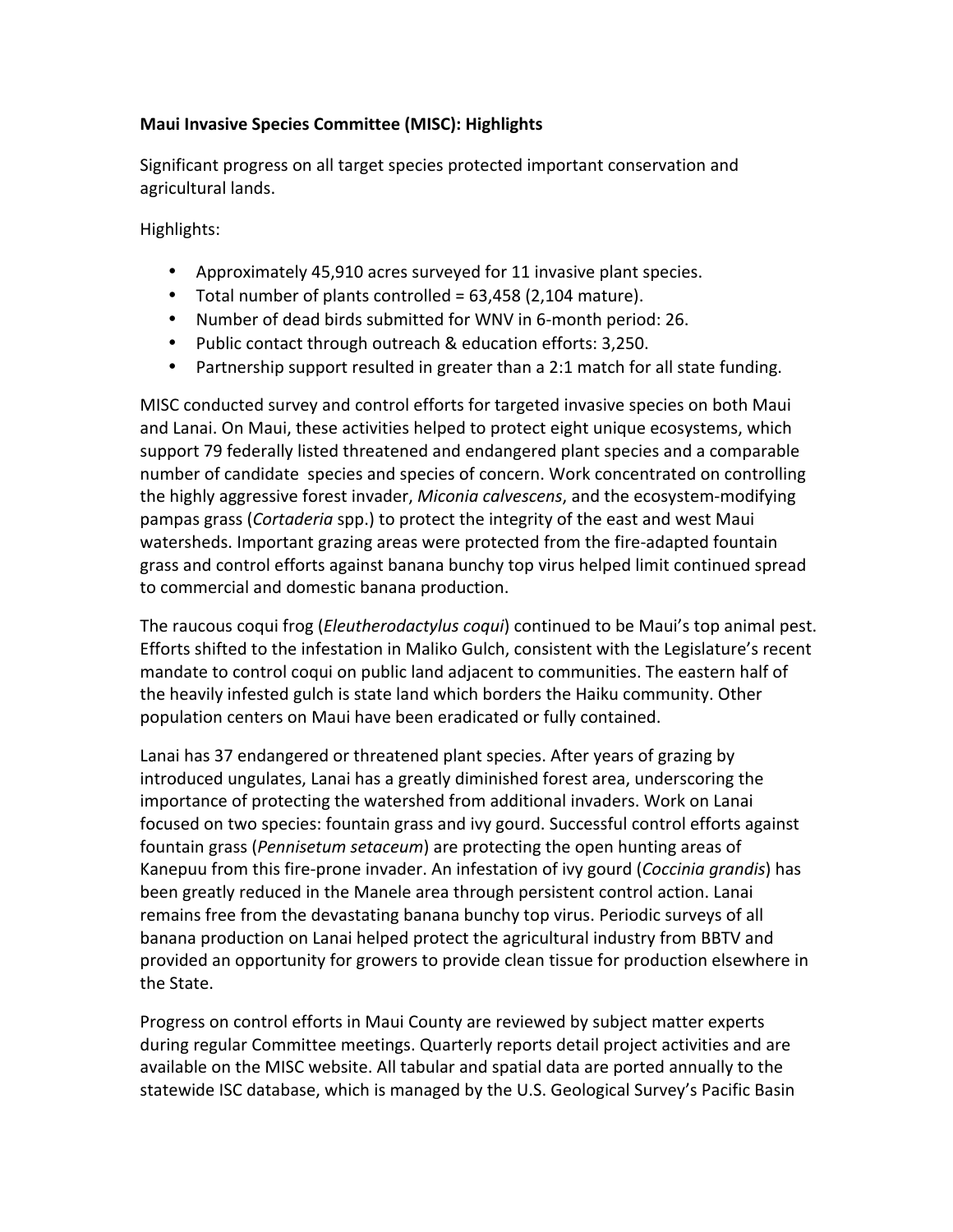**Maui Invasive Species Committee (MISC): Highlights**

Significant progress on all target species protected important conservation and agricultural lands.

Highlights:

- Approximately 45,910 acres surveyed for 11 invasive plant species.
- Total number of plants controlled = 63,458 (2,104 mature).
- Number of dead birds submitted for WNV in 6-month period: 26.
- Public contact through outreach & education efforts: 3,250.
- Partnership support resulted in greater than a 2:1 match for all state funding.

MISC conducted survey and control efforts for targeted invasive species on both Maui and Lanai. On Maui, these activities helped to protect eight unique ecosystems, which support 79 federally listed threatened and endangered plant species and a comparable number of candidate species and species of concern. Work concentrated on controlling the highly aggressive forest invader, *Miconia calvescens*, and the ecosystem-modifying pampas grass (*Cortaderia* spp.) to protect the integrity of the east and west Maui watersheds. Important grazing areas were protected from the fire-adapted fountain grass and control efforts against banana bunchy top virus helped limit continued spread to commercial and domestic banana production.

The raucous coqui frog (*Eleutherodactylus coqui*) continued to be Maui's top animal pest. Efforts shifted to the infestation in Maliko Gulch, consistent with the Legislature's recent mandate to control coqui on public land adjacent to communities. The eastern half of the heavily infested gulch is state land which borders the Haiku community. Other population centers on Maui have been eradicated or fully contained.

Lanai has 37 endangered or threatened plant species. After years of grazing by introduced ungulates, Lanai has a greatly diminished forest area, underscoring the importance of protecting the watershed from additional invaders. Work on Lanai focused on two species: fountain grass and ivy gourd. Successful control efforts against fountain grass (*Pennisetum setaceum*) are protecting the open hunting areas of Kanepuu from this fire-prone invader. An infestation of ivy gourd (*Coccinia grandis*) has been greatly reduced in the Manele area through persistent control action. Lanai remains free from the devastating banana bunchy top virus. Periodic surveys of all banana production on Lanai helped protect the agricultural industry from BBTV and provided an opportunity for growers to provide clean tissue for production elsewhere in the State.

Progress on control efforts in Maui County are reviewed by subject matter experts during regular Committee meetings. Quarterly reports detail project activities and are available on the MISC website. All tabular and spatial data are ported annually to the statewide ISC database, which is managed by the U.S. Geological Survey's Pacific Basin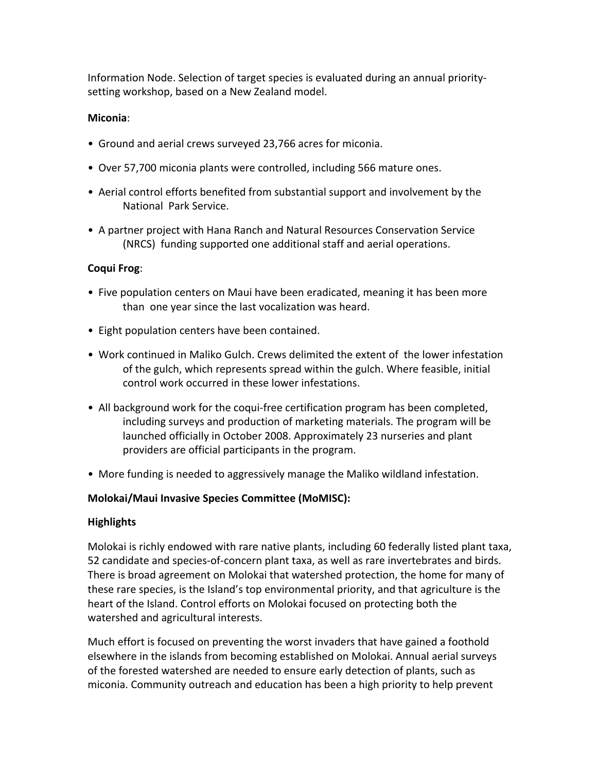Information Node. Selection of target species is evaluated during an annual priority-setting workshop, based on a New Zealand model.

**Miconia**:

- Ground and aerial crews surveyed 23,766 acres for miconia.
- Over 57,700 miconia plants were controlled, including 566 mature ones.
- Aerial control efforts benefited from substantial support and involvement by the National Park Service.
- A partner project with Hana Ranch and Natural Resources Conservation Service (NRCS) funding supported one additional staff and aerial operations.

**Coqui Frog**:

- Five population centers on Maui have been eradicated, meaning it has been more than one year since the last vocalization was heard.
- Eight population centers have been contained.
- Work continued in Maliko Gulch. Crews delimited the extent of the lower infestation of the gulch, which represents spread within the gulch. Where feasible, initial control work occurred in these lower infestations.
- All background work for the coqui-free certification program has been completed, including surveys and production of marketing materials. The program will be launched officially in October 2008. Approximately 23 nurseries and plant providers are official participants in the program.
- More funding is needed to aggressively manage the Maliko wildland infestation.

**Molokai/Maui Invasive Species Committee (MoMISC):**

**Highlights**

Molokai is richly endowed with rare native plants, including 60 federally listed plant taxa, 52 candidate and species-of-concern plant taxa, as well as rare invertebrates and birds. There is broad agreement on Molokai that watershed protection, the home for many of these rare species, is the Island's top environmental priority, and that agriculture is the heart of the Island. Control efforts on Molokai focused on protecting both the watershed and agricultural interests.

Much effort is focused on preventing the worst invaders that have gained a foothold elsewhere in the islands from becoming established on Molokai. Annual aerial surveys of the forested watershed are needed to ensure early detection of plants, such as miconia. Community outreach and education has been a high priority to help prevent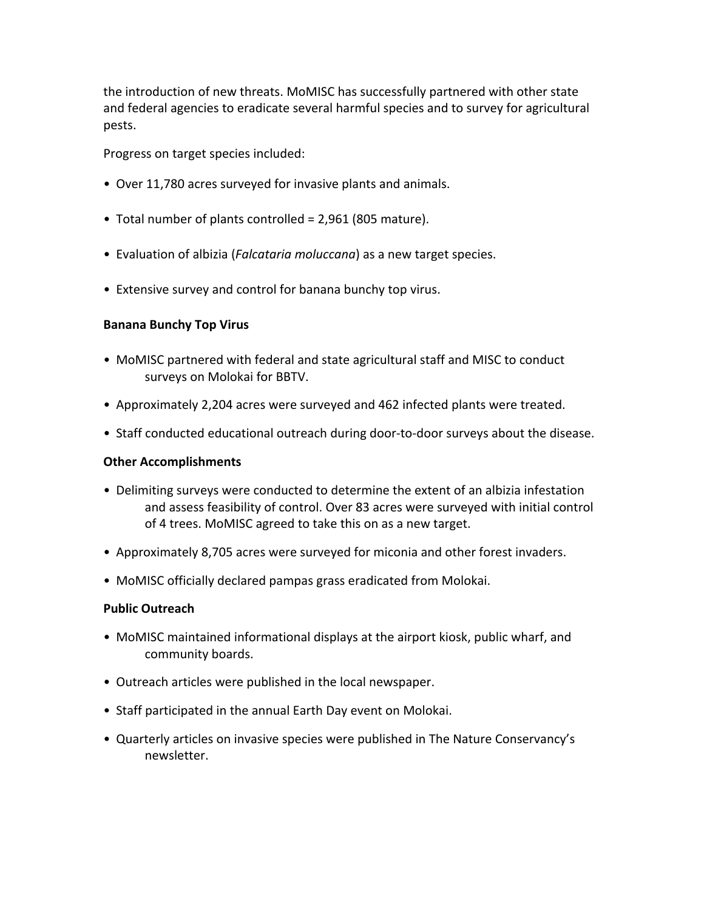the introduction of new threats. MoMISC has successfully partnered with other state and federal agencies to eradicate several harmful species and to survey for agricultural pests.

Progress on target species included:

- Over 11,780 acres surveyed for invasive plants and animals.
- Total number of plants controlled = 2,961 (805 mature).
- Evaluation of albizia (*Falcataria moluccana*) as a new target species.
- Extensive survey and control for banana bunchy top virus.

**Banana Bunchy Top Virus**

- MoMISC partnered with federal and state agricultural staff and MISC to conduct surveys on Molokai for BBTV.
- Approximately 2,204 acres were surveyed and 462 infected plants were treated.
- Staff conducted educational outreach during door-to-door surveys about the disease.

**Other Accomplishments**

- Delimiting surveys were conducted to determine the extent of an albizia infestation and assess feasibility of control. Over 83 acres were surveyed with initial control of 4 trees. MoMISC agreed to take this on as a new target.
- Approximately 8,705 acres were surveyed for miconia and other forest invaders.
- MoMISC officially declared pampas grass eradicated from Molokai.

**Public Outreach**

- MoMISC maintained informational displays at the airport kiosk, public wharf, and community boards.
- Outreach articles were published in the local newspaper.
- Staff participated in the annual Earth Day event on Molokai.
- Quarterly articles on invasive species were published in The Nature Conservancy's newsletter.